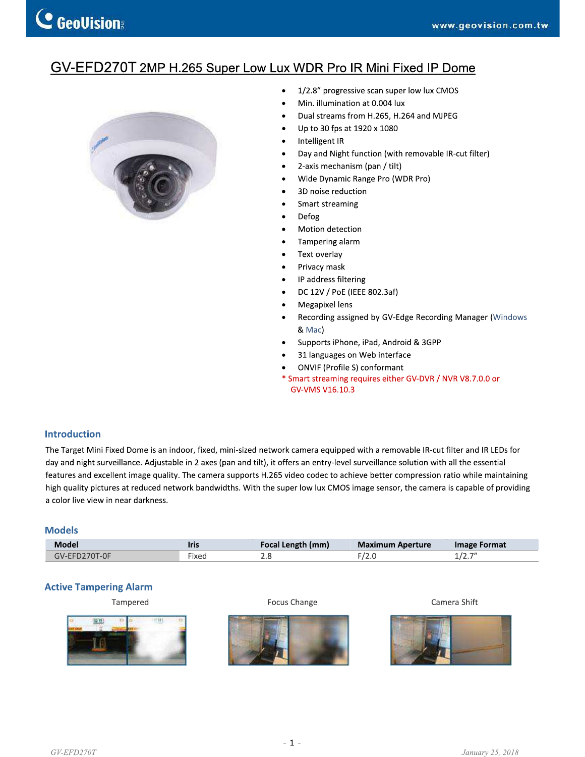# GV-EFD270T 2MP H.265 Super Low Lux WDR Pro IR Mini Fixed IP Dome

- 1/2.8" progressive scan super low lux CMOS
- Min. illumination at 0.004 lux
- Dual streams from H.265, H.264 and MJPEG
- Up to 30 fps at 1920 x 1080
- Intelligent IR
- Day and Night function (with removable IR-cut filter)
- 2-axis mechanism (pan / tilt)
- Wide Dynamic Range Pro (WDR Pro)
- 3D noise reduction
- Smart streaming
- Defog
- Motion detection
- Tampering alarm
- Text overlay
- Privacy mask
- IP address filtering
- DC 12V / PoE (IEEE 802.3af)
- Megapixel lens
- Recording assigned by GV-Edge Recording Manager (Windows & Mac)
- Supports iPhone, iPad, Android & 3GPP
- 31 languages on Web interface
- ONVIF (Profile S) conformant

* Smart streaming requires either GV-DVR / NVR V8.7.0.0 or GV-VMS V16.10.3

## Introduction

The Target Mini Fixed Dome is an indoor, fixed, mini-sized network camera equipped with a removable IR-cut filter and IR LEDs for day and night surveillance. Adjustable in 2 axes (pan and tilt), it offers an entry-level surveillance solution with all the essential features and excellent image quality. The camera supports H.265 video codec to achieve better compression ratio while maintaining high quality pictures at reduced network bandwidths. With the super low lux CMOS image sensor, the camera is capable of providing a color live view in near darkness.

## Models

| Model | Iris | Focal Length (mm) | Maximum Aperture | Image Format |
|---|---|---|---|---|
| GV-EFD270T-0F | Fixed | 2.8 | F/2.0 | 1/2.7" |

## Active Tampering Alarm

Tampered

Focus Change

Camera Shift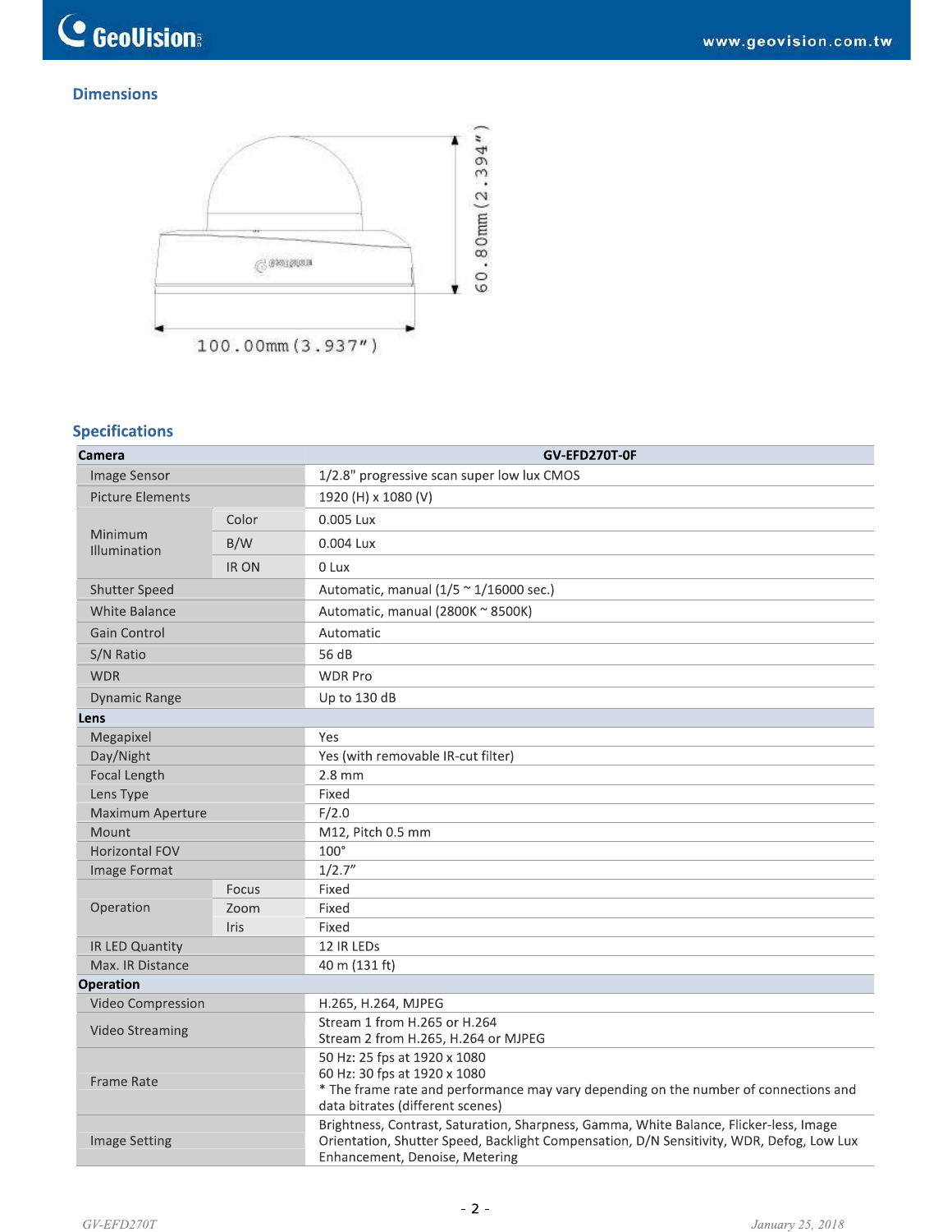## Dimensions

60.80mm (2.394")

100.00mm (3.937")

## Specifications

| Camera | | GV-EFD270T-0F |
|---|---|---|
| Image Sensor | | 1/2.8" progressive scan super low lux CMOS |
| Picture Elements | | 1920 (H) x 1080 (V) |
| Minimum Illumination | Color | 0.005 Lux |
| | B/W | 0.004 Lux |
| | IR ON | 0 Lux |
| Shutter Speed | | Automatic, manual (1/5 ~ 1/16000 sec.) |
| White Balance | | Automatic, manual (2800K ~ 8500K) |
| Gain Control | | Automatic |
| S/N Ratio | | 56 dB |
| WDR | | WDR Pro |
| Dynamic Range | | Up to 130 dB |
| **Lens** | | |
| Megapixel | | Yes |
| Day/Night | | Yes (with removable IR-cut filter) |
| Focal Length | | 2.8 mm |
| Lens Type | | Fixed |
| Maximum Aperture | | F/2.0 |
| Mount | | M12, Pitch 0.5 mm |
| Horizontal FOV | | 100° |
| Image Format | | 1/2.7" |
| Operation | Focus | Fixed |
| | Zoom | Fixed |
| | Iris | Fixed |
| IR LED Quantity | | 12 IR LEDs |
| Max. IR Distance | | 40 m (131 ft) |
| **Operation** | | |
| Video Compression | | H.265, H.264, MJPEG |
| Video Streaming | | Stream 1 from H.265 or H.264<br>Stream 2 from H.265, H.264 or MJPEG |
| Frame Rate | | 50 Hz: 25 fps at 1920 x 1080<br>60 Hz: 30 fps at 1920 x 1080<br>* The frame rate and performance may vary depending on the number of connections and data bitrates (different scenes) |
| Image Setting | | Brightness, Contrast, Saturation, Sharpness, Gamma, White Balance, Flicker-less, Image Orientation, Shutter Speed, Backlight Compensation, D/N Sensitivity, WDR, Defog, Low Lux Enhancement, Denoise, Metering |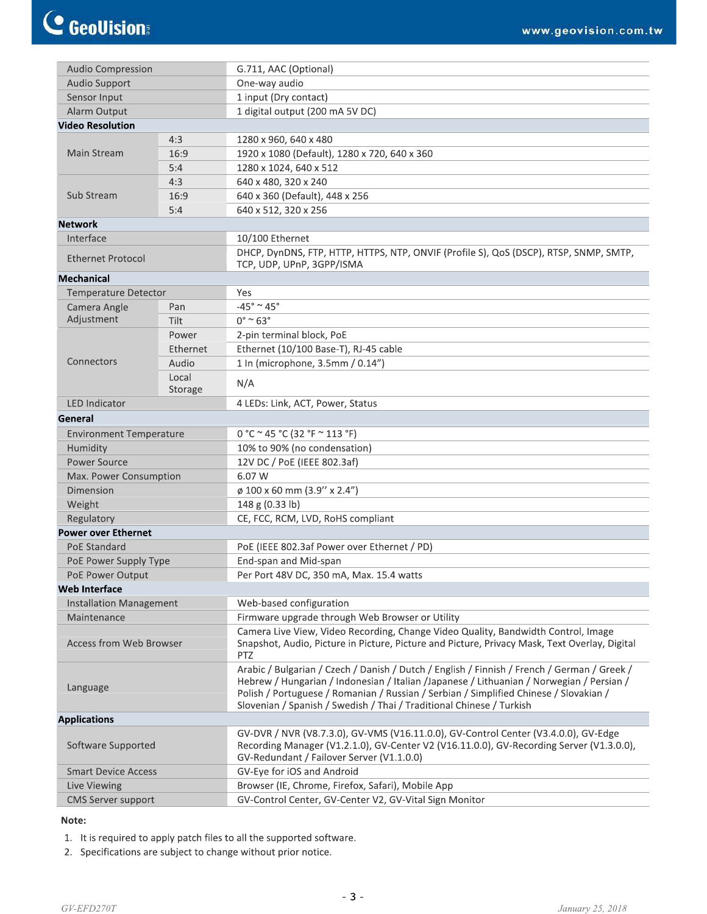| | | |
|---|---|---|
| Audio Compression | | G.711, AAC (Optional) |
| Audio Support | | One-way audio |
| Sensor Input | | 1 input (Dry contact) |
| Alarm Output | | 1 digital output (200 mA 5V DC) |
| **Video Resolution** | | |
| Main Stream | 4:3 | 1280 x 960, 640 x 480 |
| | 16:9 | 1920 x 1080 (Default), 1280 x 720, 640 x 360 |
| | 5:4 | 1280 x 1024, 640 x 512 |
| Sub Stream | 4:3 | 640 x 480, 320 x 240 |
| | 16:9 | 640 x 360 (Default), 448 x 256 |
| | 5:4 | 640 x 512, 320 x 256 |
| **Network** | | |
| Interface | | 10/100 Ethernet |
| Ethernet Protocol | | DHCP, DynDNS, FTP, HTTP, HTTPS, NTP, ONVIF (Profile S), QoS (DSCP), RTSP, SNMP, SMTP, TCP, UDP, UPnP, 3GPP/ISMA |
| **Mechanical** | | |
| Temperature Detector | | Yes |
| Camera Angle Adjustment | Pan | -45° ~ 45° |
| | Tilt | 0° ~ 63° |
| Connectors | Power | 2-pin terminal block, PoE |
| | Ethernet | Ethernet (10/100 Base-T), RJ-45 cable |
| | Audio | 1 In (microphone, 3.5mm / 0.14") |
| | Local Storage | N/A |
| LED Indicator | | 4 LEDs: Link, ACT, Power, Status |
| **General** | | |
| Environment Temperature | | 0 °C ~ 45 °C (32 °F ~ 113 °F) |
| Humidity | | 10% to 90% (no condensation) |
| Power Source | | 12V DC / PoE (IEEE 802.3af) |
| Max. Power Consumption | | 6.07 W |
| Dimension | | ø 100 x 60 mm (3.9" x 2.4") |
| Weight | | 148 g (0.33 lb) |
| Regulatory | | CE, FCC, RCM, LVD, RoHS compliant |
| **Power over Ethernet** | | |
| PoE Standard | | PoE (IEEE 802.3af Power over Ethernet / PD) |
| PoE Power Supply Type | | End-span and Mid-span |
| PoE Power Output | | Per Port 48V DC, 350 mA, Max. 15.4 watts |
| **Web Interface** | | |
| Installation Management | | Web-based configuration |
| Maintenance | | Firmware upgrade through Web Browser or Utility |
| Access from Web Browser | | Camera Live View, Video Recording, Change Video Quality, Bandwidth Control, Image Snapshot, Audio, Picture in Picture, Picture and Picture, Privacy Mask, Text Overlay, Digital PTZ |
| Language | | Arabic / Bulgarian / Czech / Danish / Dutch / English / Finnish / French / German / Greek / Hebrew / Hungarian / Indonesian / Italian /Japanese / Lithuanian / Norwegian / Persian / Polish / Portuguese / Romanian / Russian / Serbian / Simplified Chinese / Slovakian / Slovenian / Spanish / Swedish / Thai / Traditional Chinese / Turkish |
| **Applications** | | |
| Software Supported | | GV-DVR / NVR (V8.7.3.0), GV-VMS (V16.11.0.0), GV-Control Center (V3.4.0.0), GV-Edge Recording Manager (V1.2.1.0), GV-Center V2 (V16.11.0.0), GV-Recording Server (V1.3.0.0), GV-Redundant / Failover Server (V1.1.0.0) |
| Smart Device Access | | GV-Eye for iOS and Android |
| Live Viewing | | Browser (IE, Chrome, Firefox, Safari), Mobile App |
| CMS Server support | | GV-Control Center, GV-Center V2, GV-Vital Sign Monitor |

**Note:**

1. It is required to apply patch files to all the supported software.
2. Specifications are subject to change without prior notice.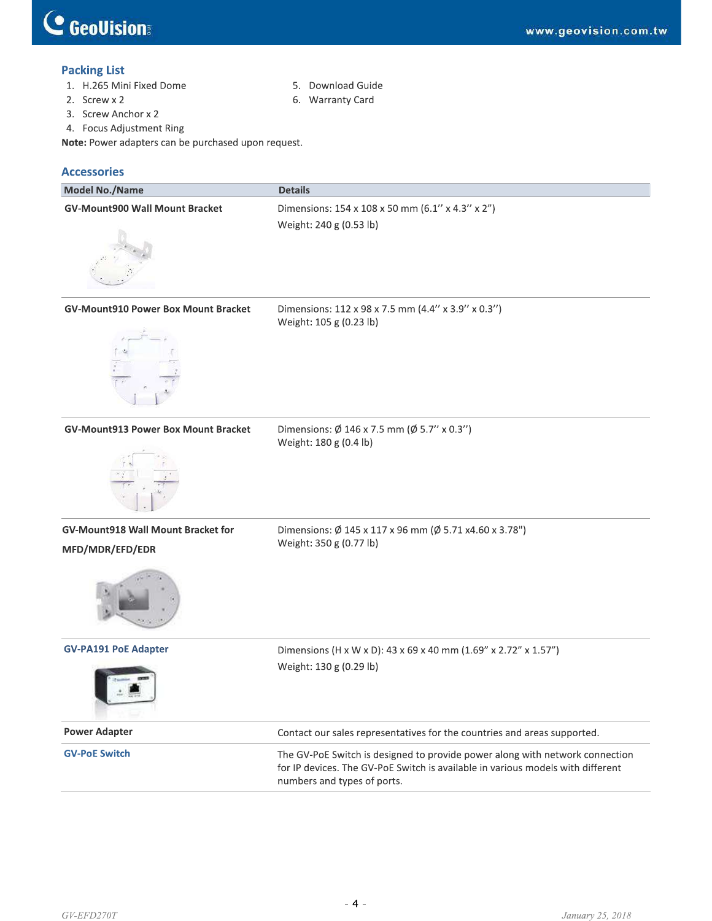## Packing List

1. H.265 Mini Fixed Dome
2. Screw x 2
3. Screw Anchor x 2
4. Focus Adjustment Ring
5. Download Guide
6. Warranty Card

**Note:** Power adapters can be purchased upon request.

## Accessories

| Model No./Name | Details |
| --- | --- |
| **GV-Mount900 Wall Mount Bracket** | Dimensions: 154 x 108 x 50 mm (6.1" x 4.3" x 2")<br>Weight: 240 g (0.53 lb) |
| **GV-Mount910 Power Box Mount Bracket** | Dimensions: 112 x 98 x 7.5 mm (4.4" x 3.9" x 0.3")<br>Weight: 105 g (0.23 lb) |
| **GV-Mount913 Power Box Mount Bracket** | Dimensions: Ø 146 x 7.5 mm (Ø 5.7" x 0.3")<br>Weight: 180 g (0.4 lb) |
| **GV-Mount918 Wall Mount Bracket for MFD/MDR/EFD/EDR** | Dimensions: Ø 145 x 117 x 96 mm (Ø 5.71 x4.60 x 3.78")<br>Weight: 350 g (0.77 lb) |
| **GV-PA191 PoE Adapter** | Dimensions (H x W x D): 43 x 69 x 40 mm (1.69" x 2.72" x 1.57")<br>Weight: 130 g (0.29 lb) |
| **Power Adapter** | Contact our sales representatives for the countries and areas supported. |
| **GV-PoE Switch** | The GV-PoE Switch is designed to provide power along with network connection for IP devices. The GV-PoE Switch is available in various models with different numbers and types of ports. |